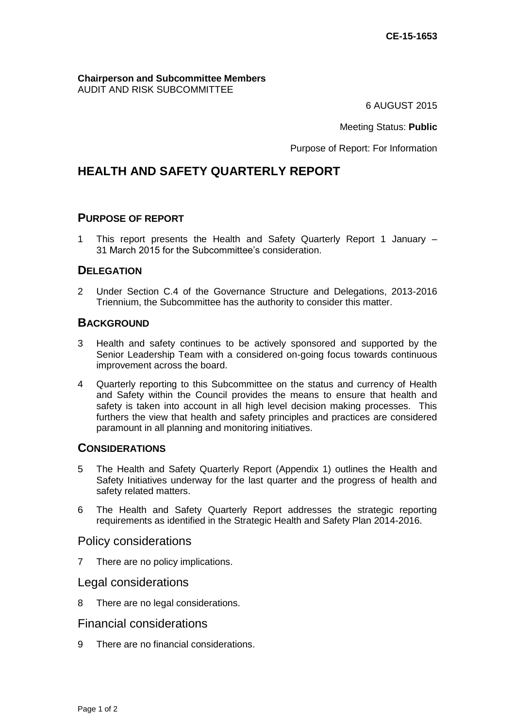CE-15-1653

**Chairperson and Subcommittee Members**
AUDIT AND RISK SUBCOMMITTEE

6 AUGUST 2015

Meeting Status: **Public**

Purpose of Report: For Information

# HEALTH AND SAFETY QUARTERLY REPORT

## PURPOSE OF REPORT

1 This report presents the Health and Safety Quarterly Report 1 January – 31 March 2015 for the Subcommittee's consideration.

## DELEGATION

2 Under Section C.4 of the Governance Structure and Delegations, 2013-2016 Triennium, the Subcommittee has the authority to consider this matter.

## BACKGROUND

3 Health and safety continues to be actively sponsored and supported by the Senior Leadership Team with a considered on-going focus towards continuous improvement across the board.

4 Quarterly reporting to this Subcommittee on the status and currency of Health and Safety within the Council provides the means to ensure that health and safety is taken into account in all high level decision making processes. This furthers the view that health and safety principles and practices are considered paramount in all planning and monitoring initiatives.

## CONSIDERATIONS

5 The Health and Safety Quarterly Report (Appendix 1) outlines the Health and Safety Initiatives underway for the last quarter and the progress of health and safety related matters.

6 The Health and Safety Quarterly Report addresses the strategic reporting requirements as identified in the Strategic Health and Safety Plan 2014-2016.

### Policy considerations

7 There are no policy implications.

### Legal considerations

8 There are no legal considerations.

### Financial considerations

9 There are no financial considerations.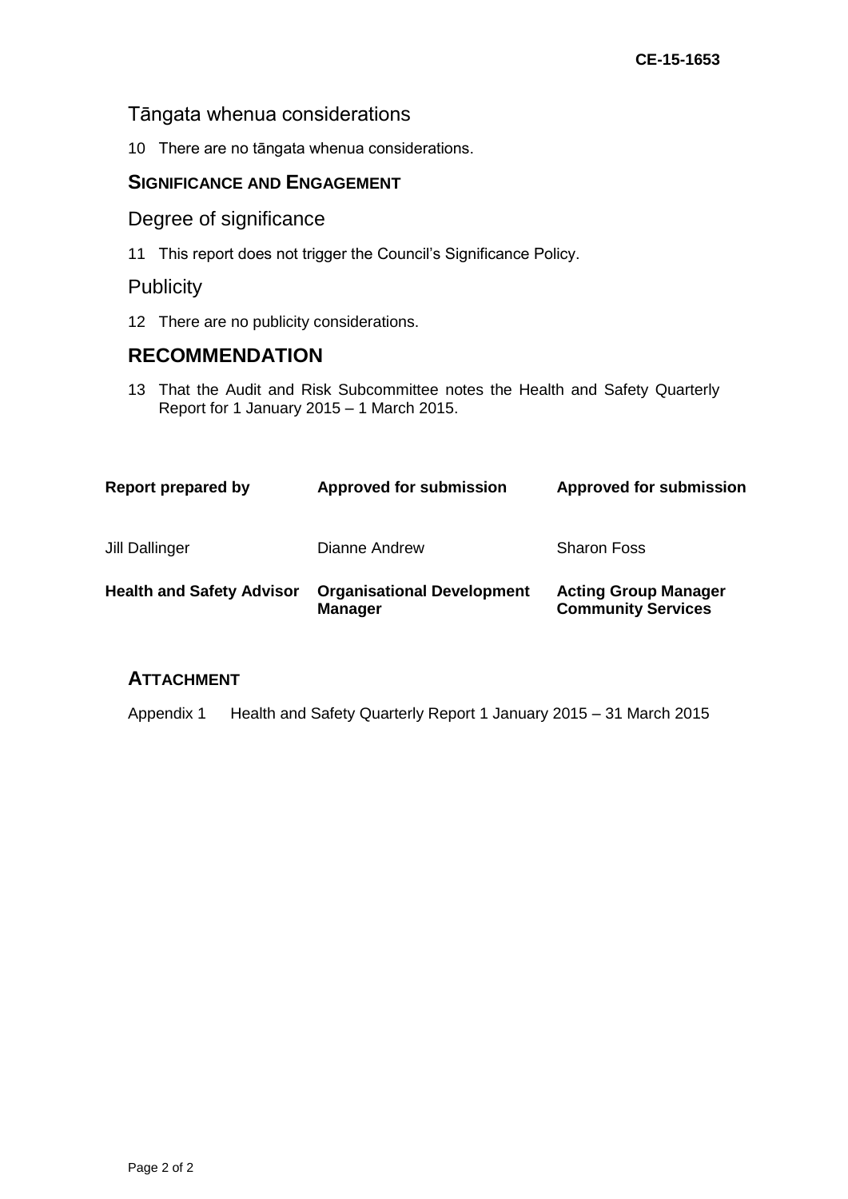## Tāngata whenua considerations

10 There are no tāngata whenua considerations.

### SIGNIFICANCE AND ENGAGEMENT

## Degree of significance

11 This report does not trigger the Council's Significance Policy.

## Publicity

12 There are no publicity considerations.

# RECOMMENDATION

13 That the Audit and Risk Subcommittee notes the Health and Safety Quarterly Report for 1 January 2015 – 1 March 2015.

| Report prepared by | Approved for submission | Approved for submission |
|---|---|---|
| Jill Dallinger | Dianne Andrew | Sharon Foss |
| **Health and Safety Advisor** | **Organisational Development Manager** | **Acting Group Manager Community Services** |

### ATTACHMENT

Appendix 1 Health and Safety Quarterly Report 1 January 2015 – 31 March 2015